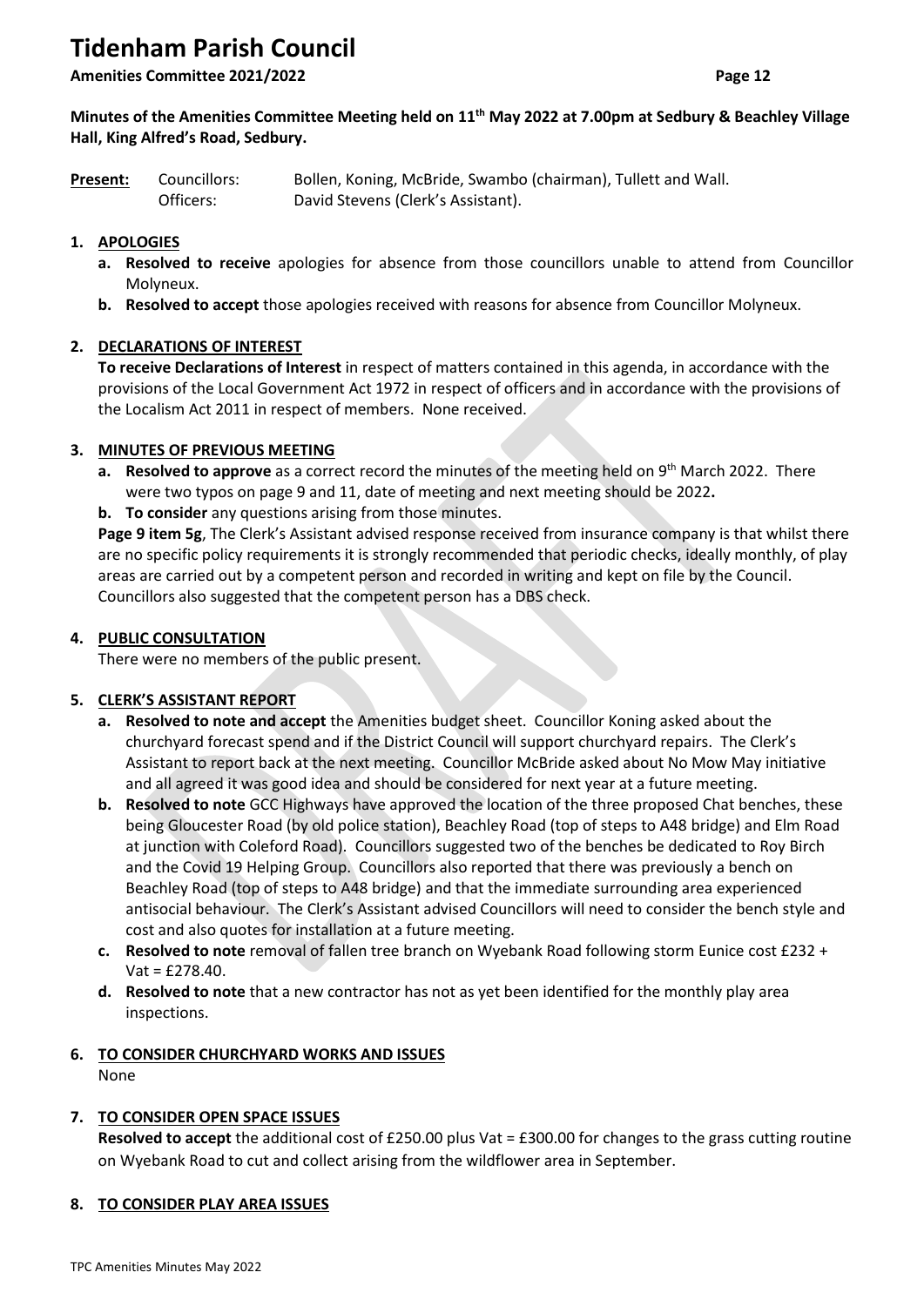# Tidenham Parish Council

**Amenities Committee 2021/2022**

**Minutes of the Amenities Committee Meeting held on 11th May 2022 at 7.00pm at Sedbury & Beachley Village Hall, King Alfred's Road, Sedbury.**

**Present:** Councillors: Bollen, Koning, McBride, Swambo (chairman), Tullett and Wall.
Officers: David Stevens (Clerk's Assistant).

1. **APOLOGIES**
   - a. **Resolved to receive** apologies for absence from those councillors unable to attend from Councillor Molyneux.
   - b. **Resolved to accept** those apologies received with reasons for absence from Councillor Molyneux.

2. **DECLARATIONS OF INTEREST**

   **To receive Declarations of Interest** in respect of matters contained in this agenda, in accordance with the provisions of the Local Government Act 1972 in respect of officers and in accordance with the provisions of the Localism Act 2011 in respect of members. None received.

3. **MINUTES OF PREVIOUS MEETING**
   - a. **Resolved to approve** as a correct record the minutes of the meeting held on 9th March 2022. There were two typos on page 9 and 11, date of meeting and next meeting should be 2022**.**
   - b. **To consider** any questions arising from those minutes.

   **Page 9 item 5g**, The Clerk's Assistant advised response received from insurance company is that whilst there are no specific policy requirements it is strongly recommended that periodic checks, ideally monthly, of play areas are carried out by a competent person and recorded in writing and kept on file by the Council. Councillors also suggested that the competent person has a DBS check.

4. **PUBLIC CONSULTATION**

   There were no members of the public present.

5. **CLERK'S ASSISTANT REPORT**
   - a. **Resolved to note and accept** the Amenities budget sheet. Councillor Koning asked about the churchyard forecast spend and if the District Council will support churchyard repairs. The Clerk's Assistant to report back at the next meeting. Councillor McBride asked about No Mow May initiative and all agreed it was good idea and should be considered for next year at a future meeting.
   - b. **Resolved to note** GCC Highways have approved the location of the three proposed Chat benches, these being Gloucester Road (by old police station), Beachley Road (top of steps to A48 bridge) and Elm Road at junction with Coleford Road). Councillors suggested two of the benches be dedicated to Roy Birch and the Covid 19 Helping Group. Councillors also reported that there was previously a bench on Beachley Road (top of steps to A48 bridge) and that the immediate surrounding area experienced antisocial behaviour. The Clerk's Assistant advised Councillors will need to consider the bench style and cost and also quotes for installation at a future meeting.
   - c. **Resolved to note** removal of fallen tree branch on Wyebank Road following storm Eunice cost £232 + Vat = £278.40.
   - d. **Resolved to note** that a new contractor has not as yet been identified for the monthly play area inspections.

6. **TO CONSIDER CHURCHYARD WORKS AND ISSUES**

   None

7. **TO CONSIDER OPEN SPACE ISSUES**

   **Resolved to accept** the additional cost of £250.00 plus Vat = £300.00 for changes to the grass cutting routine on Wyebank Road to cut and collect arising from the wildflower area in September.

8. **TO CONSIDER PLAY AREA ISSUES**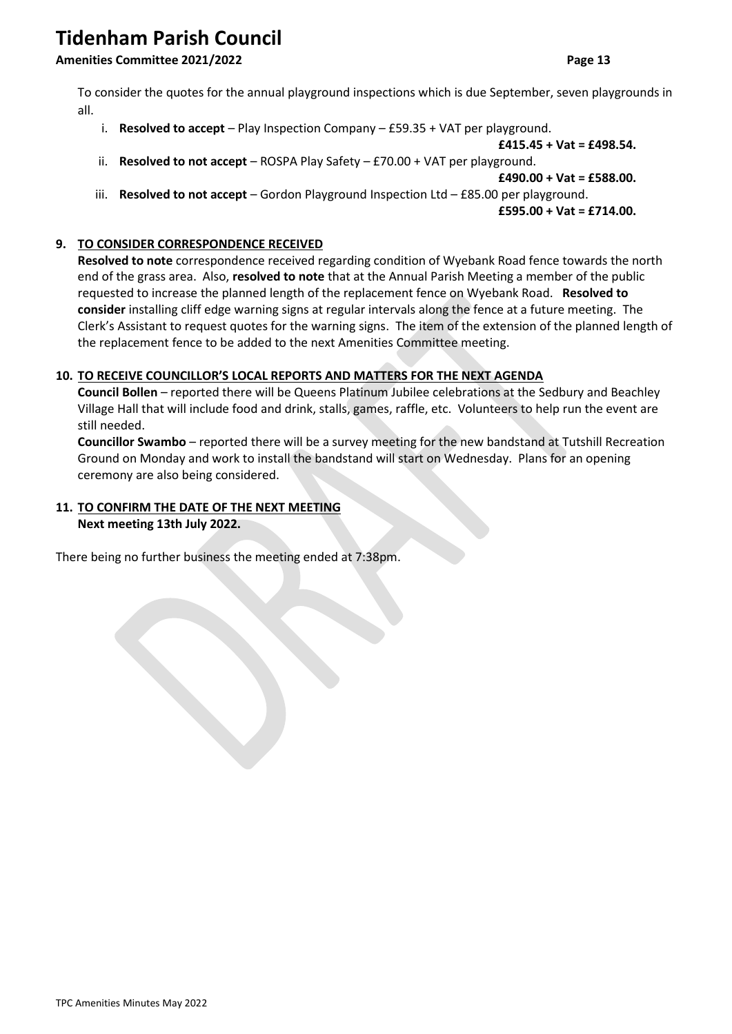To consider the quotes for the annual playground inspections which is due September, seven playgrounds in all.

i. **Resolved to accept** – Play Inspection Company – £59.35 + VAT per playground.
   **£415.45 + Vat = £498.54.**
ii. **Resolved to not accept** – ROSPA Play Safety – £70.00 + VAT per playground.
   **£490.00 + Vat = £588.00.**
iii. **Resolved to not accept** – Gordon Playground Inspection Ltd – £85.00 per playground.
   **£595.00 + Vat = £714.00.**

**9. TO CONSIDER CORRESPONDENCE RECEIVED**

**Resolved to note** correspondence received regarding condition of Wyebank Road fence towards the north end of the grass area. Also, **resolved to note** that at the Annual Parish Meeting a member of the public requested to increase the planned length of the replacement fence on Wyebank Road. **Resolved to consider** installing cliff edge warning signs at regular intervals along the fence at a future meeting. The Clerk's Assistant to request quotes for the warning signs. The item of the extension of the planned length of the replacement fence to be added to the next Amenities Committee meeting.

**10. TO RECEIVE COUNCILLOR'S LOCAL REPORTS AND MATTERS FOR THE NEXT AGENDA**

**Council Bollen** – reported there will be Queens Platinum Jubilee celebrations at the Sedbury and Beachley Village Hall that will include food and drink, stalls, games, raffle, etc. Volunteers to help run the event are still needed.

**Councillor Swambo** – reported there will be a survey meeting for the new bandstand at Tutshill Recreation Ground on Monday and work to install the bandstand will start on Wednesday. Plans for an opening ceremony are also being considered.

**11. TO CONFIRM THE DATE OF THE NEXT MEETING**

**Next meeting 13th July 2022.**

There being no further business the meeting ended at 7:38pm.